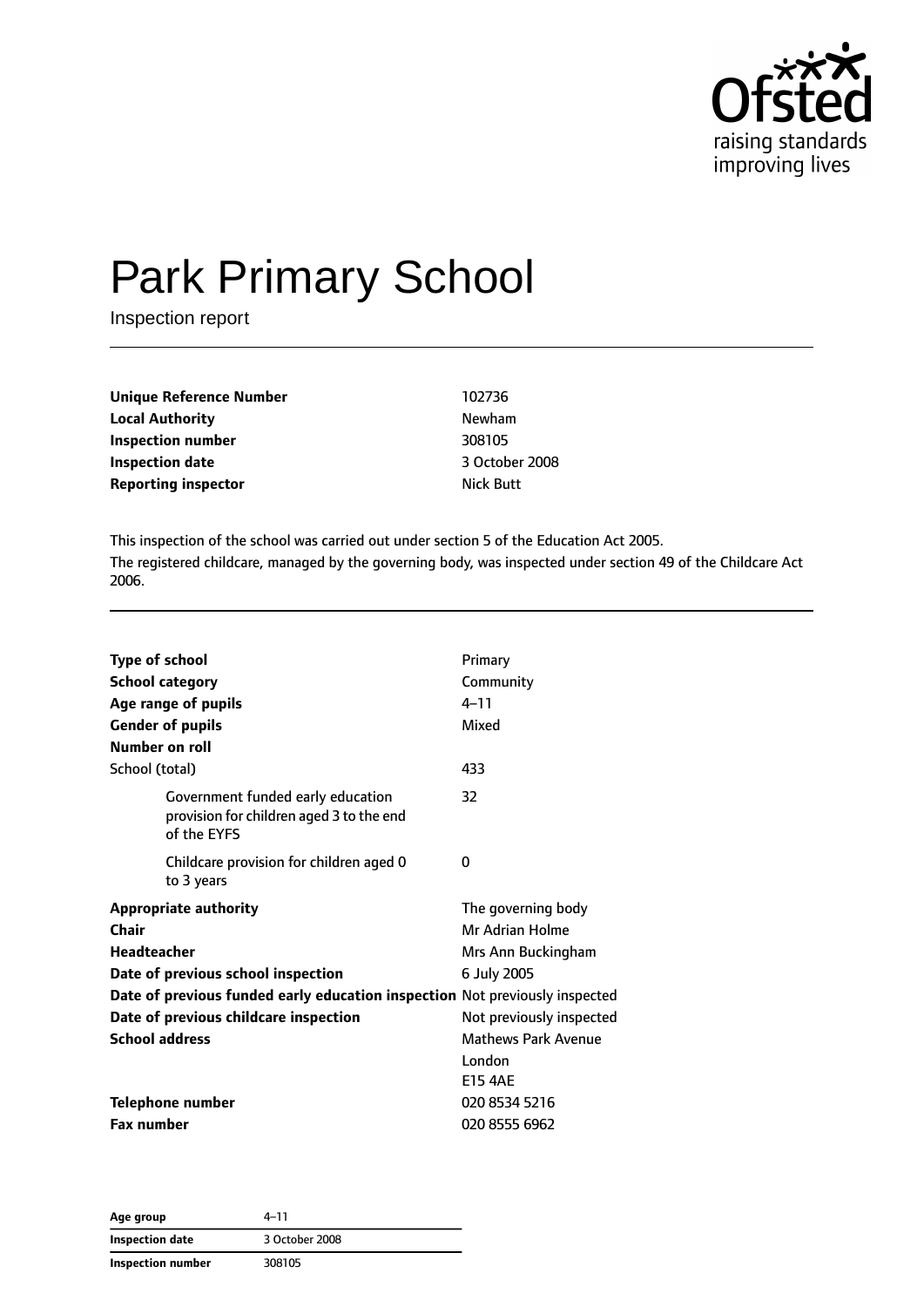# Park Primary School

Inspection report

| | |
|---|---|
| **Unique Reference Number** | 102736 |
| **Local Authority** | Newham |
| **Inspection number** | 308105 |
| **Inspection date** | 3 October 2008 |
| **Reporting inspector** | Nick Butt |

This inspection of the school was carried out under section 5 of the Education Act 2005.

The registered childcare, managed by the governing body, was inspected under section 49 of the Childcare Act 2006.

| | |
|---|---|
| **Type of school** | Primary |
| **School category** | Community |
| **Age range of pupils** | 4–11 |
| **Gender of pupils** | Mixed |
| **Number on roll** | |
| School (total) | 433 |
| Government funded early education provision for children aged 3 to the end of the EYFS | 32 |
| Childcare provision for children aged 0 to 3 years | 0 |
| **Appropriate authority** | The governing body |
| **Chair** | Mr Adrian Holme |
| **Headteacher** | Mrs Ann Buckingham |
| **Date of previous school inspection** | 6 July 2005 |
| **Date of previous funded early education inspection** | Not previously inspected |
| **Date of previous childcare inspection** | Not previously inspected |
| **School address** | Mathews Park Avenue<br>London<br>E15 4AE |
| **Telephone number** | 020 8534 5216 |
| **Fax number** | 020 8555 6962 |

| | |
|---|---|
| **Age group** | 4–11 |
| **Inspection date** | 3 October 2008 |
| **Inspection number** | 308105 |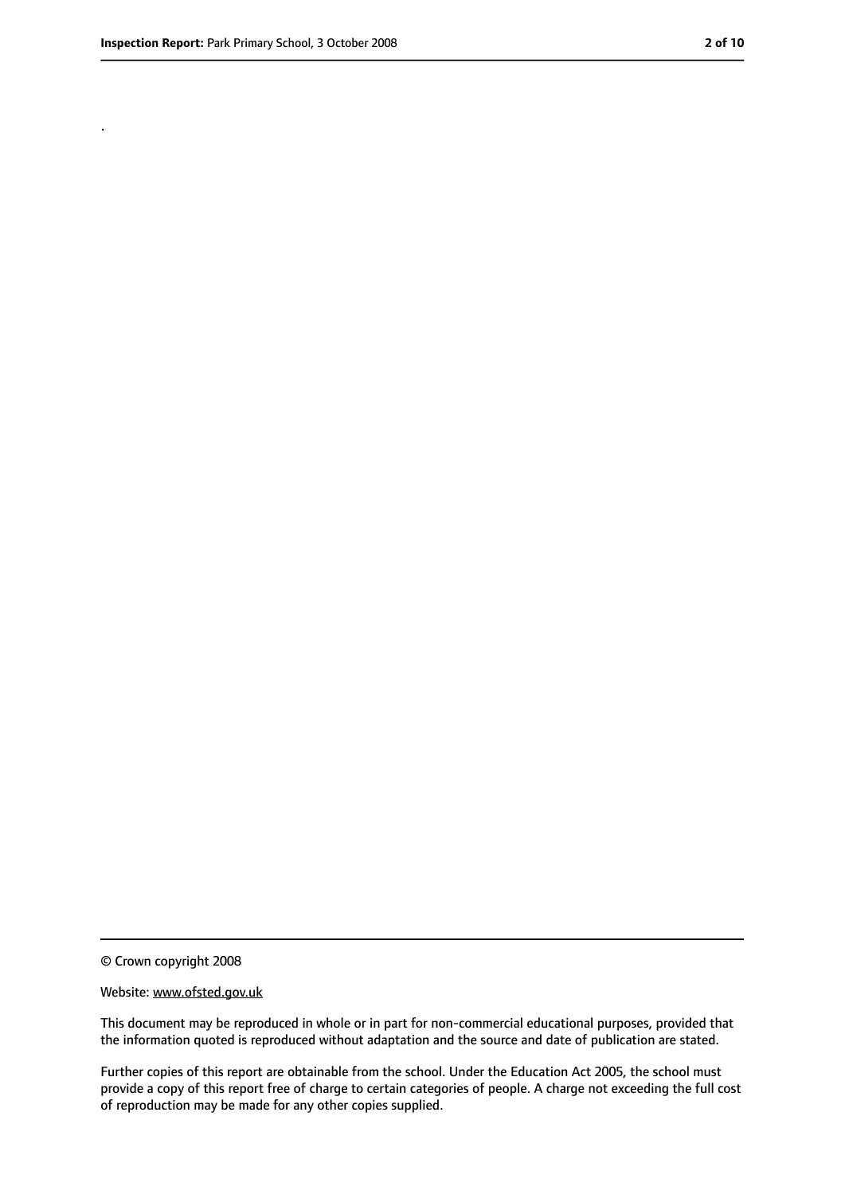.

© Crown copyright 2008

Website: www.ofsted.gov.uk

This document may be reproduced in whole or in part for non-commercial educational purposes, provided that the information quoted is reproduced without adaptation and the source and date of publication are stated.

Further copies of this report are obtainable from the school. Under the Education Act 2005, the school must provide a copy of this report free of charge to certain categories of people. A charge not exceeding the full cost of reproduction may be made for any other copies supplied.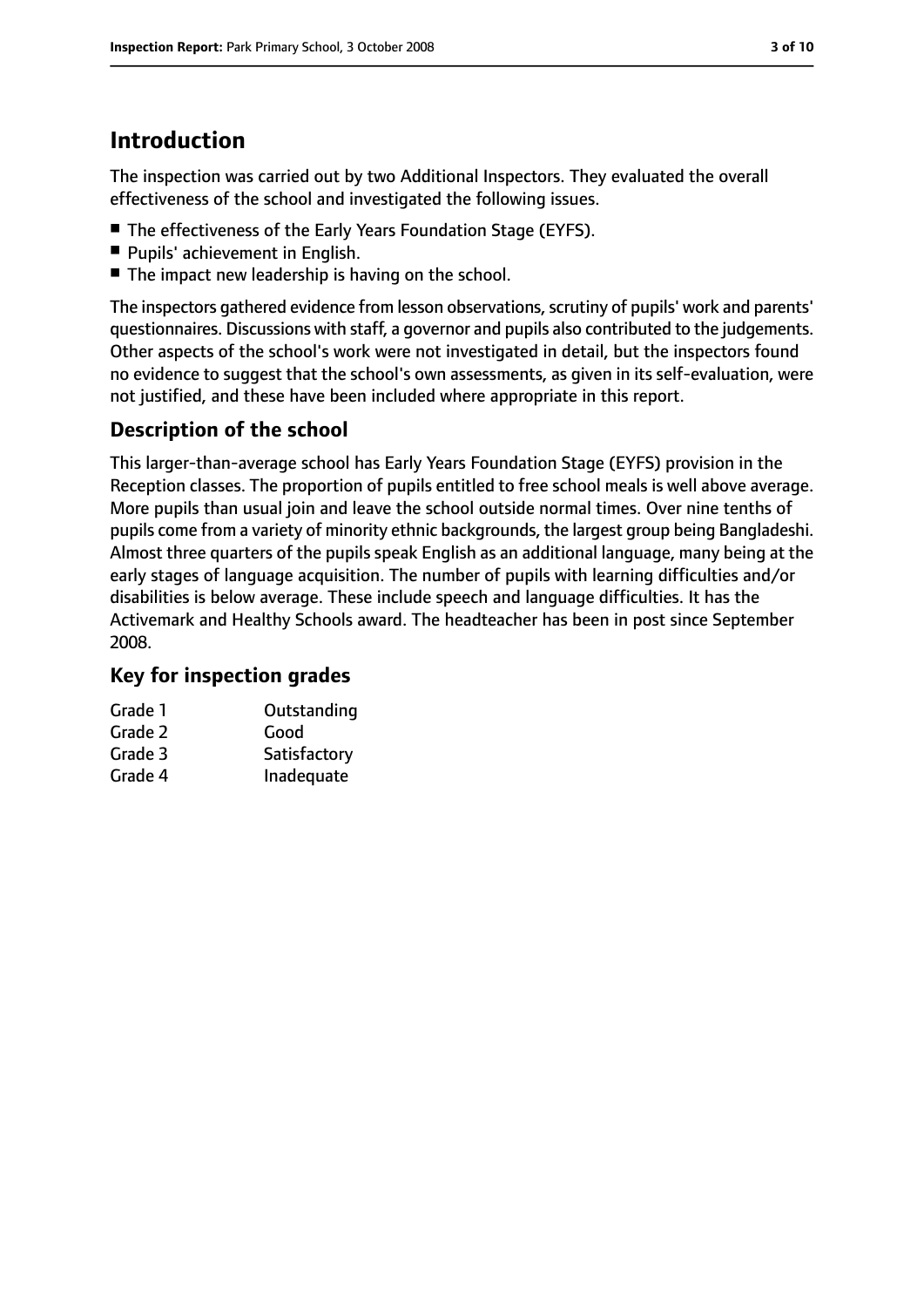# Introduction

The inspection was carried out by two Additional Inspectors. They evaluated the overall effectiveness of the school and investigated the following issues.

- The effectiveness of the Early Years Foundation Stage (EYFS).
- Pupils' achievement in English.
- The impact new leadership is having on the school.

The inspectors gathered evidence from lesson observations, scrutiny of pupils' work and parents' questionnaires. Discussions with staff, a governor and pupils also contributed to the judgements. Other aspects of the school's work were not investigated in detail, but the inspectors found no evidence to suggest that the school's own assessments, as given in its self-evaluation, were not justified, and these have been included where appropriate in this report.

## Description of the school

This larger-than-average school has Early Years Foundation Stage (EYFS) provision in the Reception classes. The proportion of pupils entitled to free school meals is well above average. More pupils than usual join and leave the school outside normal times. Over nine tenths of pupils come from a variety of minority ethnic backgrounds, the largest group being Bangladeshi. Almost three quarters of the pupils speak English as an additional language, many being at the early stages of language acquisition. The number of pupils with learning difficulties and/or disabilities is below average. These include speech and language difficulties. It has the Activemark and Healthy Schools award. The headteacher has been in post since September 2008.

## Key for inspection grades

| | |
|---|---|
| Grade 1 | Outstanding |
| Grade 2 | Good |
| Grade 3 | Satisfactory |
| Grade 4 | Inadequate |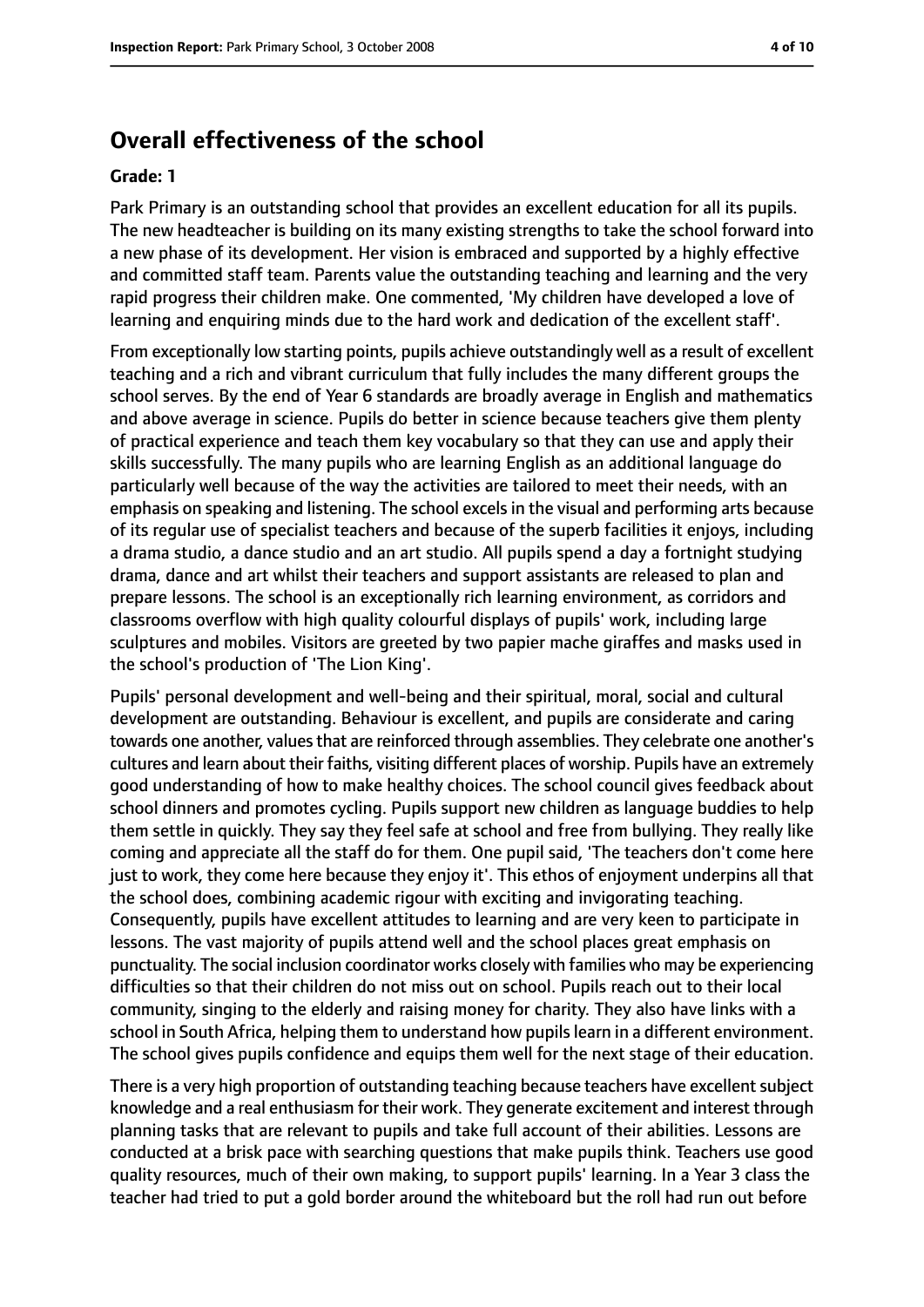## Overall effectiveness of the school

**Grade: 1**

Park Primary is an outstanding school that provides an excellent education for all its pupils. The new headteacher is building on its many existing strengths to take the school forward into a new phase of its development. Her vision is embraced and supported by a highly effective and committed staff team. Parents value the outstanding teaching and learning and the very rapid progress their children make. One commented, 'My children have developed a love of learning and enquiring minds due to the hard work and dedication of the excellent staff'.

From exceptionally low starting points, pupils achieve outstandingly well as a result of excellent teaching and a rich and vibrant curriculum that fully includes the many different groups the school serves. By the end of Year 6 standards are broadly average in English and mathematics and above average in science. Pupils do better in science because teachers give them plenty of practical experience and teach them key vocabulary so that they can use and apply their skills successfully. The many pupils who are learning English as an additional language do particularly well because of the way the activities are tailored to meet their needs, with an emphasis on speaking and listening. The school excels in the visual and performing arts because of its regular use of specialist teachers and because of the superb facilities it enjoys, including a drama studio, a dance studio and an art studio. All pupils spend a day a fortnight studying drama, dance and art whilst their teachers and support assistants are released to plan and prepare lessons. The school is an exceptionally rich learning environment, as corridors and classrooms overflow with high quality colourful displays of pupils' work, including large sculptures and mobiles. Visitors are greeted by two papier mache giraffes and masks used in the school's production of 'The Lion King'.

Pupils' personal development and well-being and their spiritual, moral, social and cultural development are outstanding. Behaviour is excellent, and pupils are considerate and caring towards one another, values that are reinforced through assemblies. They celebrate one another's cultures and learn about their faiths, visiting different places of worship. Pupils have an extremely good understanding of how to make healthy choices. The school council gives feedback about school dinners and promotes cycling. Pupils support new children as language buddies to help them settle in quickly. They say they feel safe at school and free from bullying. They really like coming and appreciate all the staff do for them. One pupil said, 'The teachers don't come here just to work, they come here because they enjoy it'. This ethos of enjoyment underpins all that the school does, combining academic rigour with exciting and invigorating teaching. Consequently, pupils have excellent attitudes to learning and are very keen to participate in lessons. The vast majority of pupils attend well and the school places great emphasis on punctuality. The social inclusion coordinator works closely with families who may be experiencing difficulties so that their children do not miss out on school. Pupils reach out to their local community, singing to the elderly and raising money for charity. They also have links with a school in South Africa, helping them to understand how pupils learn in a different environment. The school gives pupils confidence and equips them well for the next stage of their education.

There is a very high proportion of outstanding teaching because teachers have excellent subject knowledge and a real enthusiasm for their work. They generate excitement and interest through planning tasks that are relevant to pupils and take full account of their abilities. Lessons are conducted at a brisk pace with searching questions that make pupils think. Teachers use good quality resources, much of their own making, to support pupils' learning. In a Year 3 class the teacher had tried to put a gold border around the whiteboard but the roll had run out before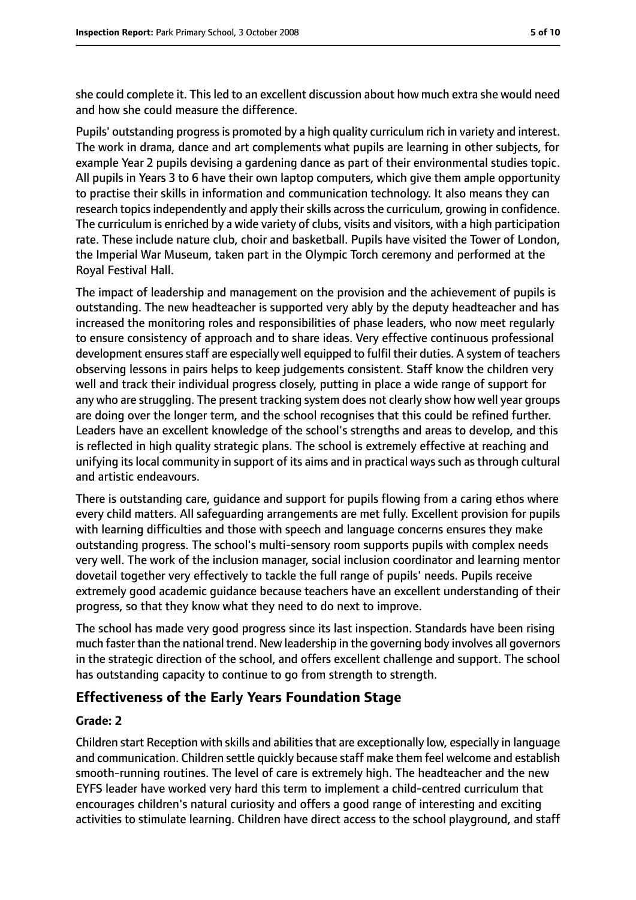she could complete it. This led to an excellent discussion about how much extra she would need and how she could measure the difference.

Pupils' outstanding progress is promoted by a high quality curriculum rich in variety and interest. The work in drama, dance and art complements what pupils are learning in other subjects, for example Year 2 pupils devising a gardening dance as part of their environmental studies topic. All pupils in Years 3 to 6 have their own laptop computers, which give them ample opportunity to practise their skills in information and communication technology. It also means they can research topics independently and apply their skills across the curriculum, growing in confidence. The curriculum is enriched by a wide variety of clubs, visits and visitors, with a high participation rate. These include nature club, choir and basketball. Pupils have visited the Tower of London, the Imperial War Museum, taken part in the Olympic Torch ceremony and performed at the Royal Festival Hall.

The impact of leadership and management on the provision and the achievement of pupils is outstanding. The new headteacher is supported very ably by the deputy headteacher and has increased the monitoring roles and responsibilities of phase leaders, who now meet regularly to ensure consistency of approach and to share ideas. Very effective continuous professional development ensures staff are especially well equipped to fulfil their duties. A system of teachers observing lessons in pairs helps to keep judgements consistent. Staff know the children very well and track their individual progress closely, putting in place a wide range of support for any who are struggling. The present tracking system does not clearly show how well year groups are doing over the longer term, and the school recognises that this could be refined further. Leaders have an excellent knowledge of the school's strengths and areas to develop, and this is reflected in high quality strategic plans. The school is extremely effective at reaching and unifying its local community in support of its aims and in practical ways such as through cultural and artistic endeavours.

There is outstanding care, guidance and support for pupils flowing from a caring ethos where every child matters. All safeguarding arrangements are met fully. Excellent provision for pupils with learning difficulties and those with speech and language concerns ensures they make outstanding progress. The school's multi-sensory room supports pupils with complex needs very well. The work of the inclusion manager, social inclusion coordinator and learning mentor dovetail together very effectively to tackle the full range of pupils' needs. Pupils receive extremely good academic guidance because teachers have an excellent understanding of their progress, so that they know what they need to do next to improve.

The school has made very good progress since its last inspection. Standards have been rising much faster than the national trend. New leadership in the governing body involves all governors in the strategic direction of the school, and offers excellent challenge and support. The school has outstanding capacity to continue to go from strength to strength.

## Effectiveness of the Early Years Foundation Stage

### Grade: 2

Children start Reception with skills and abilities that are exceptionally low, especially in language and communication. Children settle quickly because staff make them feel welcome and establish smooth-running routines. The level of care is extremely high. The headteacher and the new EYFS leader have worked very hard this term to implement a child-centred curriculum that encourages children's natural curiosity and offers a good range of interesting and exciting activities to stimulate learning. Children have direct access to the school playground, and staff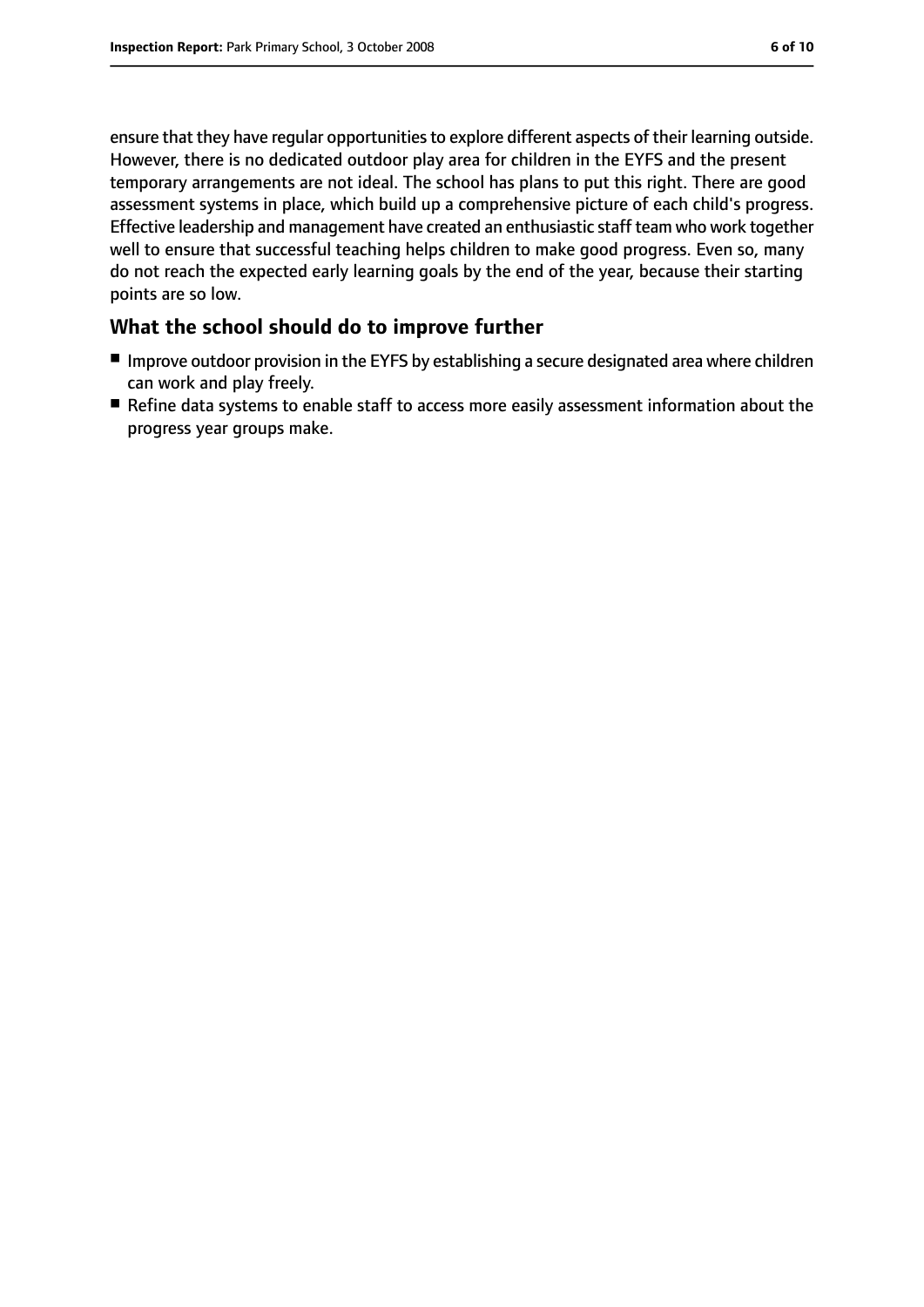ensure that they have regular opportunities to explore different aspects of their learning outside. However, there is no dedicated outdoor play area for children in the EYFS and the present temporary arrangements are not ideal. The school has plans to put this right. There are good assessment systems in place, which build up a comprehensive picture of each child's progress. Effective leadership and management have created an enthusiastic staff team who work together well to ensure that successful teaching helps children to make good progress. Even so, many do not reach the expected early learning goals by the end of the year, because their starting points are so low.

## What the school should do to improve further

- Improve outdoor provision in the EYFS by establishing a secure designated area where children can work and play freely.
- Refine data systems to enable staff to access more easily assessment information about the progress year groups make.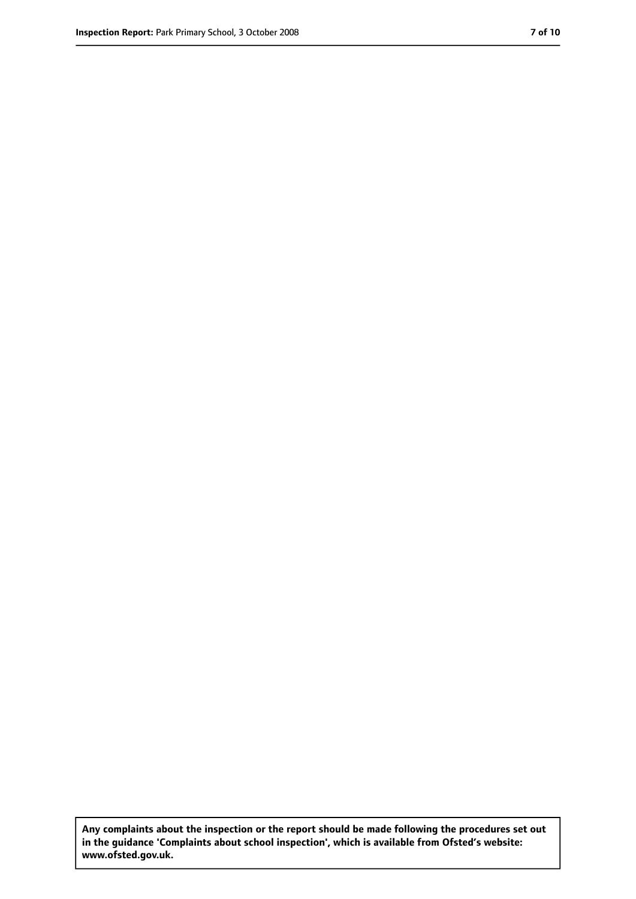**Any complaints about the inspection or the report should be made following the procedures set out in the guidance 'Complaints about school inspection', which is available from Ofsted's website: www.ofsted.gov.uk.**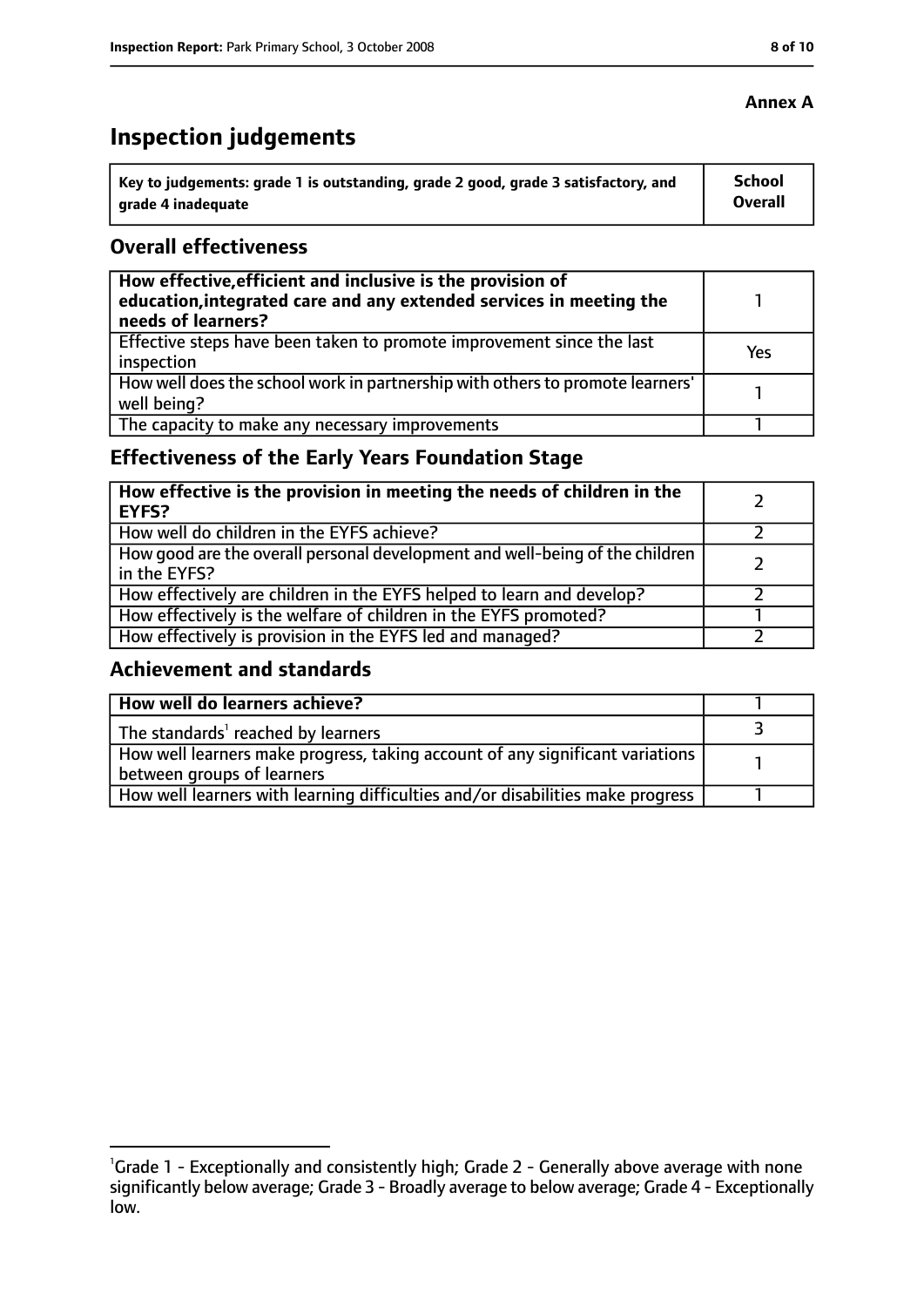**Annex A**

# Inspection judgements

| Key to judgements: grade 1 is outstanding, grade 2 good, grade 3 satisfactory, and grade 4 inadequate | School Overall |
|---|---|

## Overall effectiveness

| | |
|---|---|
| **How effective, efficient and inclusive is the provision of education, integrated care and any extended services in meeting the needs of learners?** | 1 |
| Effective steps have been taken to promote improvement since the last inspection | Yes |
| How well does the school work in partnership with others to promote learners' well being? | 1 |
| The capacity to make any necessary improvements | 1 |

## Effectiveness of the Early Years Foundation Stage

| | |
|---|---|
| **How effective is the provision in meeting the needs of children in the EYFS?** | 2 |
| How well do children in the EYFS achieve? | 2 |
| How good are the overall personal development and well-being of the children in the EYFS? | 2 |
| How effectively are children in the EYFS helped to learn and develop? | 2 |
| How effectively is the welfare of children in the EYFS promoted? | 1 |
| How effectively is provision in the EYFS led and managed? | 2 |

## Achievement and standards

| | |
|---|---|
| **How well do learners achieve?** | 1 |
| The standards[1] reached by learners | 3 |
| How well learners make progress, taking account of any significant variations between groups of learners | 1 |
| How well learners with learning difficulties and/or disabilities make progress | 1 |

[1]Grade 1 - Exceptionally and consistently high; Grade 2 - Generally above average with none significantly below average; Grade 3 - Broadly average to below average; Grade 4 - Exceptionally low.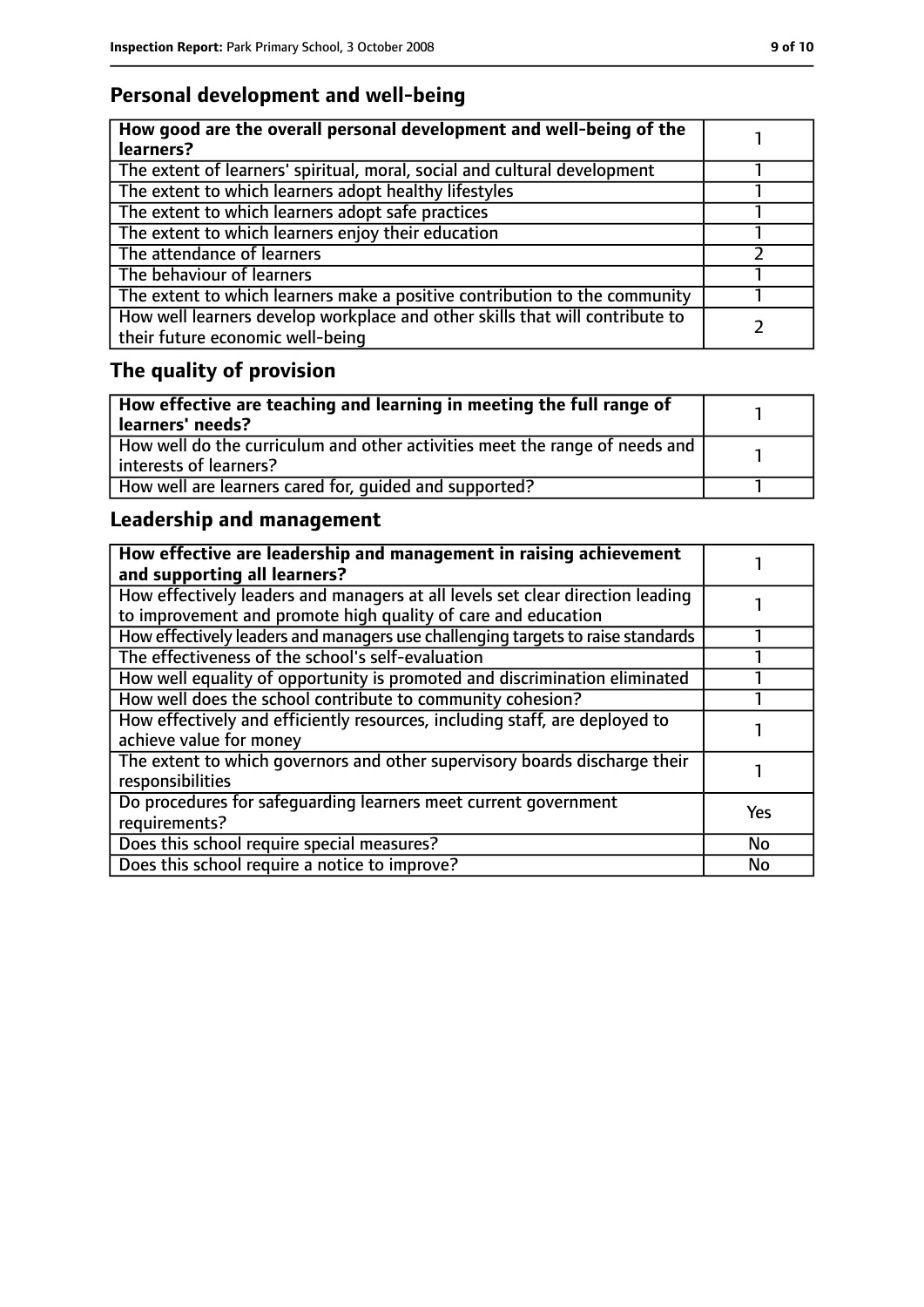## Personal development and well-being

| How good are the overall personal development and well-being of the learners? | 1 |
|---|---|
| The extent of learners' spiritual, moral, social and cultural development | 1 |
| The extent to which learners adopt healthy lifestyles | 1 |
| The extent to which learners adopt safe practices | 1 |
| The extent to which learners enjoy their education | 1 |
| The attendance of learners | 2 |
| The behaviour of learners | 1 |
| The extent to which learners make a positive contribution to the community | 1 |
| How well learners develop workplace and other skills that will contribute to their future economic well-being | 2 |

## The quality of provision

| How effective are teaching and learning in meeting the full range of learners' needs? | 1 |
|---|---|
| How well do the curriculum and other activities meet the range of needs and interests of learners? | 1 |
| How well are learners cared for, guided and supported? | 1 |

## Leadership and management

| How effective are leadership and management in raising achievement and supporting all learners? | 1 |
|---|---|
| How effectively leaders and managers at all levels set clear direction leading to improvement and promote high quality of care and education | 1 |
| How effectively leaders and managers use challenging targets to raise standards | 1 |
| The effectiveness of the school's self-evaluation | 1 |
| How well equality of opportunity is promoted and discrimination eliminated | 1 |
| How well does the school contribute to community cohesion? | 1 |
| How effectively and efficiently resources, including staff, are deployed to achieve value for money | 1 |
| The extent to which governors and other supervisory boards discharge their responsibilities | 1 |
| Do procedures for safeguarding learners meet current government requirements? | Yes |
| Does this school require special measures? | No |
| Does this school require a notice to improve? | No |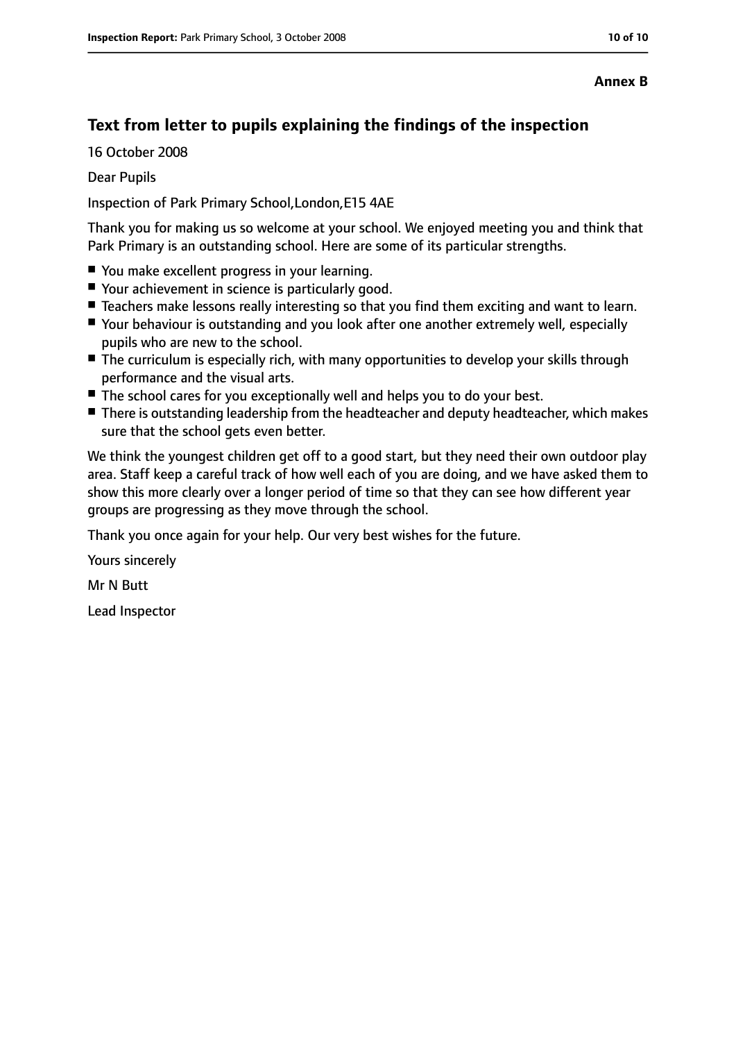**Annex B**

## Text from letter to pupils explaining the findings of the inspection

16 October 2008

Dear Pupils

Inspection of Park Primary School,London,E15 4AE

Thank you for making us so welcome at your school. We enjoyed meeting you and think that Park Primary is an outstanding school. Here are some of its particular strengths.

- You make excellent progress in your learning.
- Your achievement in science is particularly good.
- Teachers make lessons really interesting so that you find them exciting and want to learn.
- Your behaviour is outstanding and you look after one another extremely well, especially pupils who are new to the school.
- The curriculum is especially rich, with many opportunities to develop your skills through performance and the visual arts.
- The school cares for you exceptionally well and helps you to do your best.
- There is outstanding leadership from the headteacher and deputy headteacher, which makes sure that the school gets even better.

We think the youngest children get off to a good start, but they need their own outdoor play area. Staff keep a careful track of how well each of you are doing, and we have asked them to show this more clearly over a longer period of time so that they can see how different year groups are progressing as they move through the school.

Thank you once again for your help. Our very best wishes for the future.

Yours sincerely

Mr N Butt

Lead Inspector